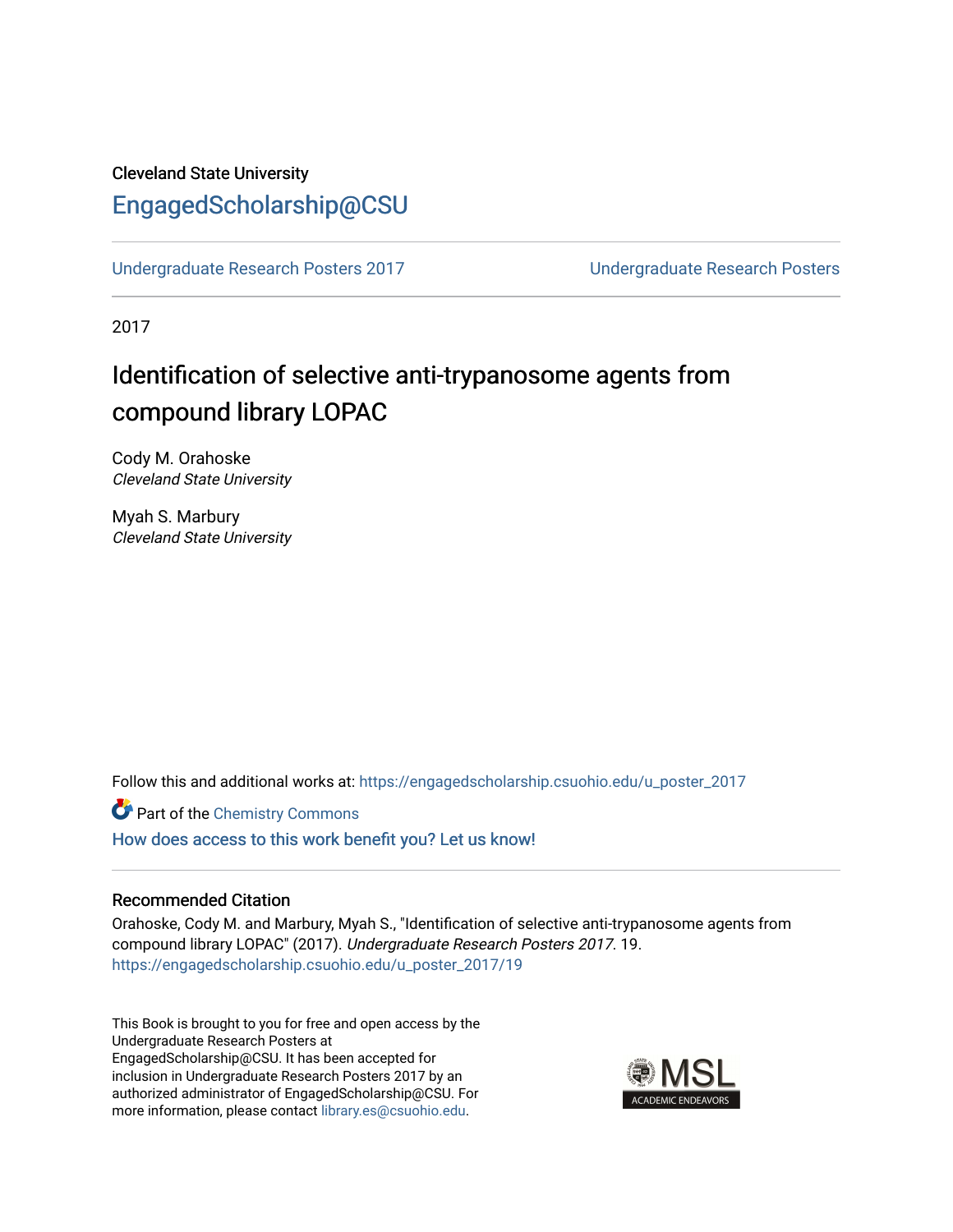Cleveland State University

# EngagedScholarship@CSU

Undergraduate Research Posters 2017 | Undergraduate Research Posters

2017

## Identification of selective anti-trypanosome agents from compound library LOPAC

Cody M. Orahoske
*Cleveland State University*

Myah S. Marbury
*Cleveland State University*

Follow this and additional works at: https://engagedscholarship.csuohio.edu/u_poster_2017

Part of the Chemistry Commons

How does access to this work benefit you? Let us know!

### Recommended Citation

Orahoske, Cody M. and Marbury, Myah S., "Identification of selective anti-trypanosome agents from compound library LOPAC" (2017). *Undergraduate Research Posters 2017*. 19.
https://engagedscholarship.csuohio.edu/u_poster_2017/19

This Book is brought to you for free and open access by the Undergraduate Research Posters at EngagedScholarship@CSU. It has been accepted for inclusion in Undergraduate Research Posters 2017 by an authorized administrator of EngagedScholarship@CSU. For more information, please contact library.es@csuohio.edu.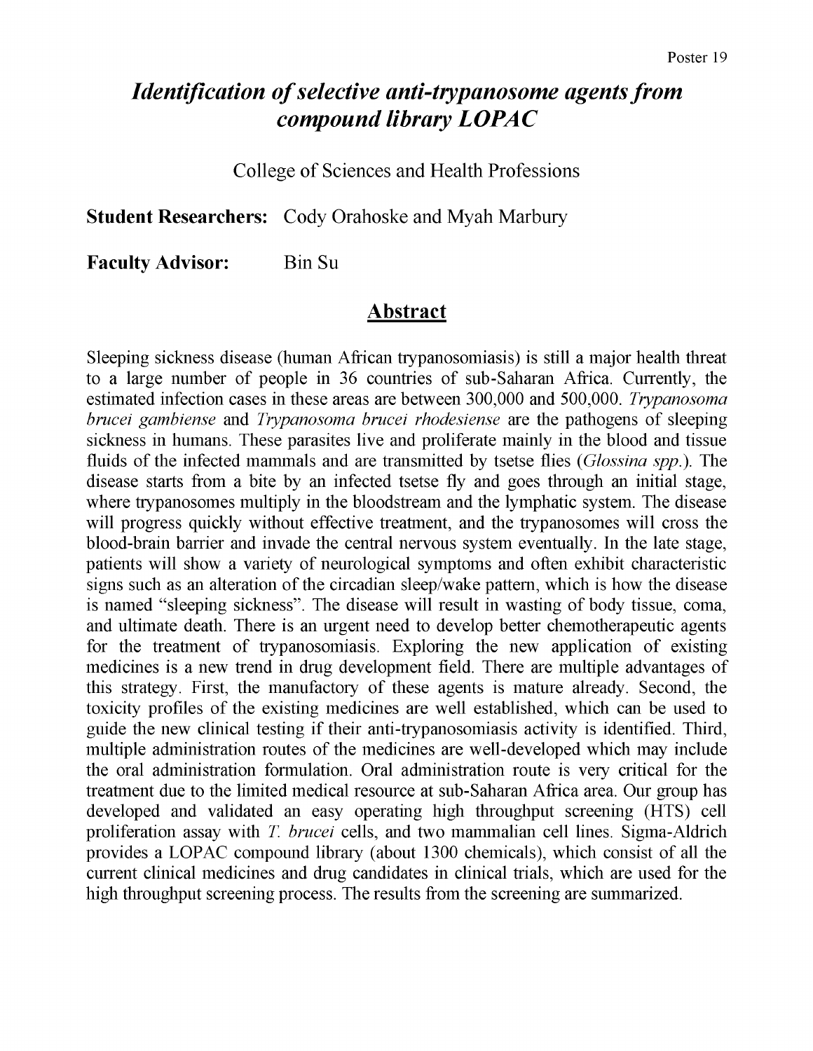# *Identification of selective anti-trypanosome agents from compound library LOPAC*

College of Sciences and Health Professions

**Student Researchers:** Cody Orahoske and Myah Marbury

**Faculty Advisor:** Bin Su

## Abstract

Sleeping sickness disease (human African trypanosomiasis) is still a major health threat to a large number of people in 36 countries of sub-Saharan Africa. Currently, the estimated infection cases in these areas are between 300,000 and 500,000. *Trypanosoma brucei gambiense* and *Trypanosoma brucei rhodesiense* are the pathogens of sleeping sickness in humans. These parasites live and proliferate mainly in the blood and tissue fluids of the infected mammals and are transmitted by tsetse flies (*Glossina spp.*). The disease starts from a bite by an infected tsetse fly and goes through an initial stage, where trypanosomes multiply in the bloodstream and the lymphatic system. The disease will progress quickly without effective treatment, and the trypanosomes will cross the blood-brain barrier and invade the central nervous system eventually. In the late stage, patients will show a variety of neurological symptoms and often exhibit characteristic signs such as an alteration of the circadian sleep/wake pattern, which is how the disease is named "sleeping sickness". The disease will result in wasting of body tissue, coma, and ultimate death. There is an urgent need to develop better chemotherapeutic agents for the treatment of trypanosomiasis. Exploring the new application of existing medicines is a new trend in drug development field. There are multiple advantages of this strategy. First, the manufactory of these agents is mature already. Second, the toxicity profiles of the existing medicines are well established, which can be used to guide the new clinical testing if their anti-trypanosomiasis activity is identified. Third, multiple administration routes of the medicines are well-developed which may include the oral administration formulation. Oral administration route is very critical for the treatment due to the limited medical resource at sub-Saharan Africa area. Our group has developed and validated an easy operating high throughput screening (HTS) cell proliferation assay with *T. brucei* cells, and two mammalian cell lines. Sigma-Aldrich provides a LOPAC compound library (about 1300 chemicals), which consist of all the current clinical medicines and drug candidates in clinical trials, which are used for the high throughput screening process. The results from the screening are summarized.